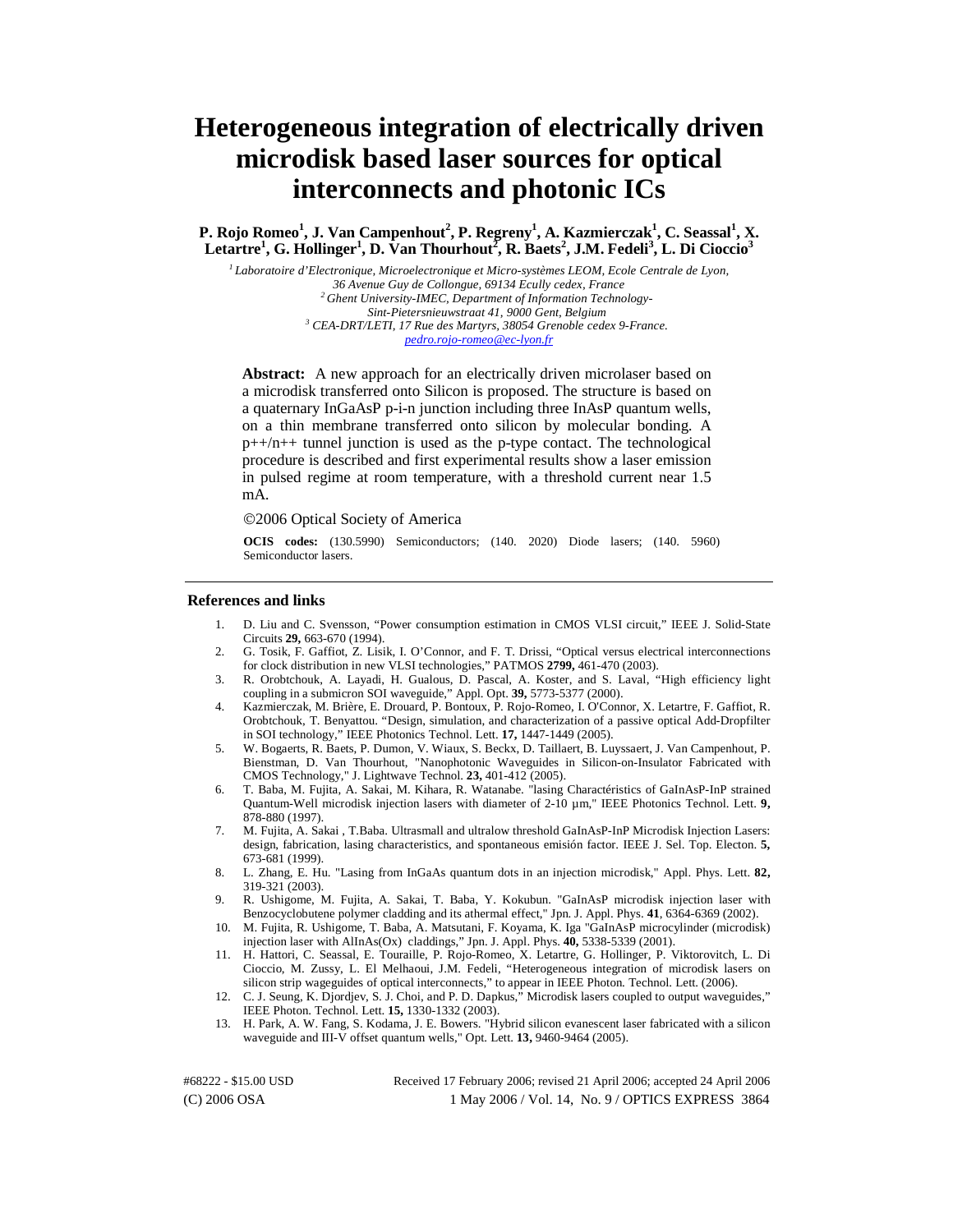# Heterogeneous integration of electrically driven microdisk based laser sources for optical interconnects and photonic ICs

**P. Rojo Romeo[1], J. Van Campenhout[2], P. Regreny[1], A. Kazmierczak[1], C. Seassal[1], X. Letartre[1], G. Hollinger[1], D. Van Thourhout[2], R. Baets[2], J.M. Fedeli[3], L. Di Cioccio[3]**

*[1] Laboratoire d'Electronique, Microelectronique et Micro-systèmes LEOM, Ecole Centrale de Lyon, 36 Avenue Guy de Collongue, 69134 Ecully cedex, France*
*[2] Ghent University-IMEC, Department of Information Technology-Sint-Pietersnieuwstraat 41, 9000 Gent, Belgium*
*[3] CEA-DRT/LETI, 17 Rue des Martyrs, 38054 Grenoble cedex 9-France.*
*pedro.rojo-romeo@ec-lyon.fr*

**Abstract:** A new approach for an electrically driven microlaser based on a microdisk transferred onto Silicon is proposed. The structure is based on a quaternary InGaAsP p-i-n junction including three InAsP quantum wells, on a thin membrane transferred onto silicon by molecular bonding. A p++/n++ tunnel junction is used as the p-type contact. The technological procedure is described and first experimental results show a laser emission in pulsed regime at room temperature, with a threshold current near 1.5 mA.

©2006 Optical Society of America

**OCIS codes:** (130.5990) Semiconductors; (140. 2020) Diode lasers; (140. 5960) Semiconductor lasers.

## References and links

1. D. Liu and C. Svensson, "Power consumption estimation in CMOS VLSI circuit," IEEE J. Solid-State Circuits **29,** 663-670 (1994).
2. G. Tosik, F. Gaffiot, Z. Lisik, I. O'Connor, and F. T. Drissi, "Optical versus electrical interconnections for clock distribution in new VLSI technologies," PATMOS **2799,** 461-470 (2003).
3. R. Orobtchouk, A. Layadi, H. Gualous, D. Pascal, A. Koster, and S. Laval, "High efficiency light coupling in a submicron SOI waveguide," Appl. Opt. **39,** 5773-5377 (2000).
4. Kazmierczak, M. Brière, E. Drouard, P. Bontoux, P. Rojo-Romeo, I. O'Connor, X. Letartre, F. Gaffiot, R. Orobtchouk, T. Benyattou. "Design, simulation, and characterization of a passive optical Add-Dropfilter in SOI technology," IEEE Photonics Technol. Lett. **17,** 1447-1449 (2005).
5. W. Bogaerts, R. Baets, P. Dumon, V. Wiaux, S. Beckx, D. Taillaert, B. Luyssaert, J. Van Campenhout, P. Bienstman, D. Van Thourhout, "Nanophotonic Waveguides in Silicon-on-Insulator Fabricated with CMOS Technology," J. Lightwave Technol. **23,** 401-412 (2005).
6. T. Baba, M. Fujita, A. Sakai, M. Kihara, R. Watanabe. "lasing Charactéristics of GaInAsP-InP strained Quantum-Well microdisk injection lasers with diameter of 2-10 µm," IEEE Photonics Technol. Lett. **9,** 878-880 (1997).
7. M. Fujita, A. Sakai , T.Baba. Ultrasmall and ultralow threshold GaInAsP-InP Microdisk Injection Lasers: design, fabrication, lasing characteristics, and spontaneous emisión factor. IEEE J. Sel. Top. Electon. **5,** 673-681 (1999).
8. L. Zhang, E. Hu. "Lasing from InGaAs quantum dots in an injection microdisk," Appl. Phys. Lett. **82,** 319-321 (2003).
9. R. Ushigome, M. Fujita, A. Sakai, T. Baba, Y. Kokubun. "GaInAsP microdisk injection laser with Benzocyclobutene polymer cladding and its athermal effect," Jpn. J. Appl. Phys. **41**, 6364-6369 (2002).
10. M. Fujita, R. Ushigome, T. Baba, A. Matsutani, F. Koyama, K. Iga "GaInAsP microcylinder (microdisk) injection laser with AlInAs(Ox) claddings," Jpn. J. Appl. Phys. **40,** 5338-5339 (2001).
11. H. Hattori, C. Seassal, E. Touraille, P. Rojo-Romeo, X. Letartre, G. Hollinger, P. Viktorovitch, L. Di Cioccio, M. Zussy, L. El Melhaoui, J.M. Fedeli, "Heterogeneous integration of microdisk lasers on silicon strip wageguides of optical interconnects," to appear in IEEE Photon. Technol. Lett. (2006).
12. C. J. Seung, K. Djordjev, S. J. Choi, and P. D. Dapkus," Microdisk lasers coupled to output waveguides," IEEE Photon. Technol. Lett. **15,** 1330-1332 (2003).
13. H. Park, A. W. Fang, S. Kodama, J. E. Bowers. "Hybrid silicon evanescent laser fabricated with a silicon waveguide and III-V offset quantum wells," Opt. Lett. **13,** 9460-9464 (2005).

#68222 - $15.00 USD Received 17 February 2006; revised 21 April 2006; accepted 24 April 2006
(C) 2006 OSA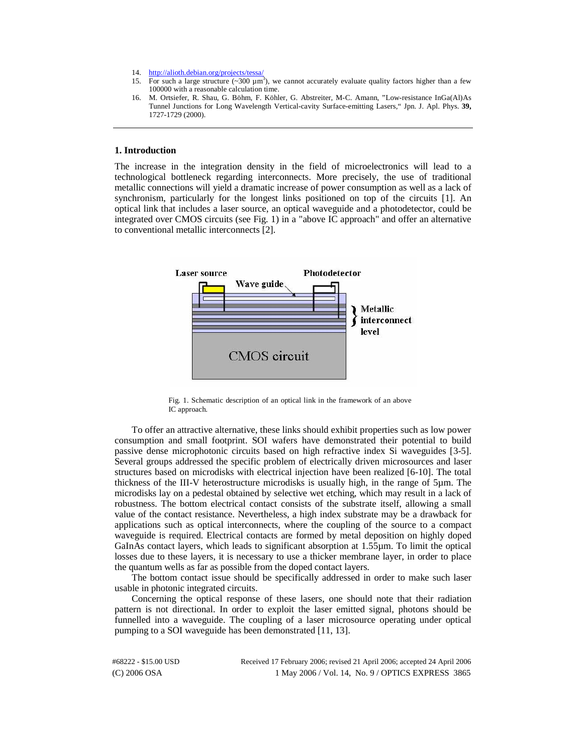14. http://alioth.debian.org/projects/tessa/
15. For such a large structure (~300 µm$^3$), we cannot accurately evaluate quality factors higher than a few 100000 with a reasonable calculation time.
16. M. Ortsiefer, R. Shau, G. Böhm, F. Köhler, G. Abstreiter, M-C. Amann, "Low-resistance InGa(Al)As Tunnel Junctions for Long Wavelength Vertical-cavity Surface-emitting Lasers," Jpn. J. Apl. Phys. **39,** 1727-1729 (2000).

---

## 1. Introduction

The increase in the integration density in the field of microelectronics will lead to a technological bottleneck regarding interconnects. More precisely, the use of traditional metallic connections will yield a dramatic increase of power consumption as well as a lack of synchronism, particularly for the longest links positioned on top of the circuits [1]. An optical link that includes a laser source, an optical waveguide and a photodetector, could be integrated over CMOS circuits (see Fig. 1) in a "above IC approach" and offer an alternative to conventional metallic interconnects [2].

Fig. 1. Schematic description of an optical link in the framework of an above IC approach.

To offer an attractive alternative, these links should exhibit properties such as low power consumption and small footprint. SOI wafers have demonstrated their potential to build passive dense microphotonic circuits based on high refractive index Si waveguides [3-5]. Several groups addressed the specific problem of electrically driven microsources and laser structures based on microdisks with electrical injection have been realized [6-10]. The total thickness of the III-V heterostructure microdisks is usually high, in the range of 5µm. The microdisks lay on a pedestal obtained by selective wet etching, which may result in a lack of robustness. The bottom electrical contact consists of the substrate itself, allowing a small value of the contact resistance. Nevertheless, a high index substrate may be a drawback for applications such as optical interconnects, where the coupling of the source to a compact waveguide is required. Electrical contacts are formed by metal deposition on highly doped GaInAs contact layers, which leads to significant absorption at 1.55µm. To limit the optical losses due to these layers, it is necessary to use a thicker membrane layer, in order to place the quantum wells as far as possible from the doped contact layers.

The bottom contact issue should be specifically addressed in order to make such laser usable in photonic integrated circuits.

Concerning the optical response of these lasers, one should note that their radiation pattern is not directional. In order to exploit the laser emitted signal, photons should be funnelled into a waveguide. The coupling of a laser microsource operating under optical pumping to a SOI waveguide has been demonstrated [11, 13].

#68222 - $15.00 USD Received 17 February 2006; revised 21 April 2006; accepted 24 April 2006
(C) 2006 OSA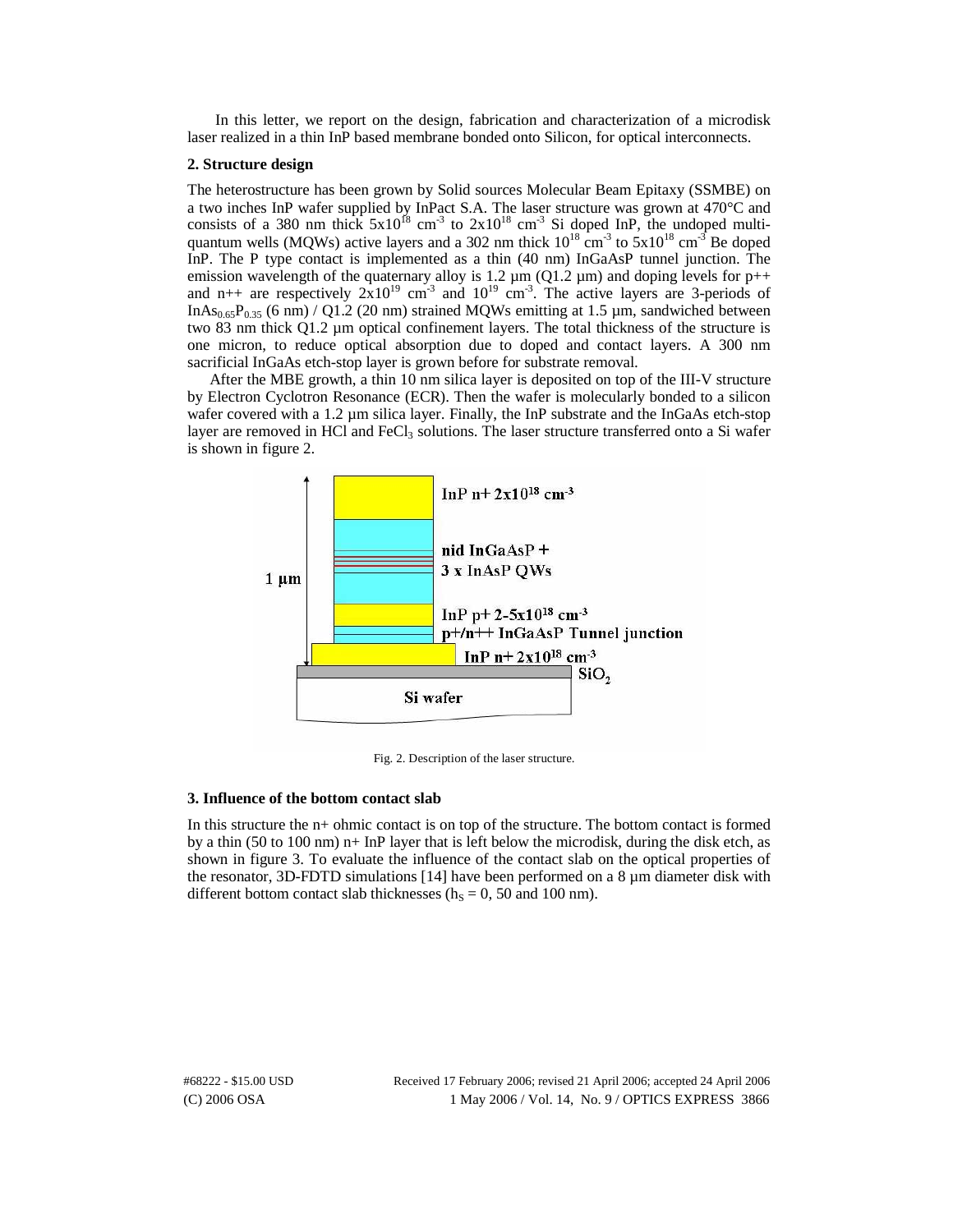In this letter, we report on the design, fabrication and characterization of a microdisk laser realized in a thin InP based membrane bonded onto Silicon, for optical interconnects.

### 2. Structure design

The heterostructure has been grown by Solid sources Molecular Beam Epitaxy (SSMBE) on a two inches InP wafer supplied by InPact S.A. The laser structure was grown at 470°C and consists of a 380 nm thick $5\text{x}10^{18}$ cm$^{-3}$ to $2\text{x}10^{18}$ cm$^{-3}$ Si doped InP, the undoped multi-quantum wells (MQWs) active layers and a 302 nm thick $10^{18}$ cm$^{-3}$ to $5\text{x}10^{18}$ cm$^{-3}$ Be doped InP. The P type contact is implemented as a thin (40 nm) InGaAsP tunnel junction. The emission wavelength of the quaternary alloy is 1.2 µm (Q1.2 µm) and doping levels for p++ and n++ are respectively $2\text{x}10^{19}$ cm$^{-3}$ and $10^{19}$ cm$^{-3}$. The active layers are 3-periods of $InAs_{0.65}P_{0.35}$ (6 nm) / Q1.2 (20 nm) strained MQWs emitting at 1.5 µm, sandwiched between two 83 nm thick Q1.2 µm optical confinement layers. The total thickness of the structure is one micron, to reduce optical absorption due to doped and contact layers. A 300 nm sacrificial InGaAs etch-stop layer is grown before for substrate removal.

After the MBE growth, a thin 10 nm silica layer is deposited on top of the III-V structure by Electron Cyclotron Resonance (ECR). Then the wafer is molecularly bonded to a silicon wafer covered with a 1.2 µm silica layer. Finally, the InP substrate and the InGaAs etch-stop layer are removed in HCl and $FeCl_3$ solutions. The laser structure transferred onto a Si wafer is shown in figure 2.

Fig. 2. Description of the laser structure.

### 3. Influence of the bottom contact slab

In this structure the n+ ohmic contact is on top of the structure. The bottom contact is formed by a thin (50 to 100 nm) n+ InP layer that is left below the microdisk, during the disk etch, as shown in figure 3. To evaluate the influence of the contact slab on the optical properties of the resonator, 3D-FDTD simulations [14] have been performed on a 8 µm diameter disk with different bottom contact slab thicknesses ($h_S$ = 0, 50 and 100 nm).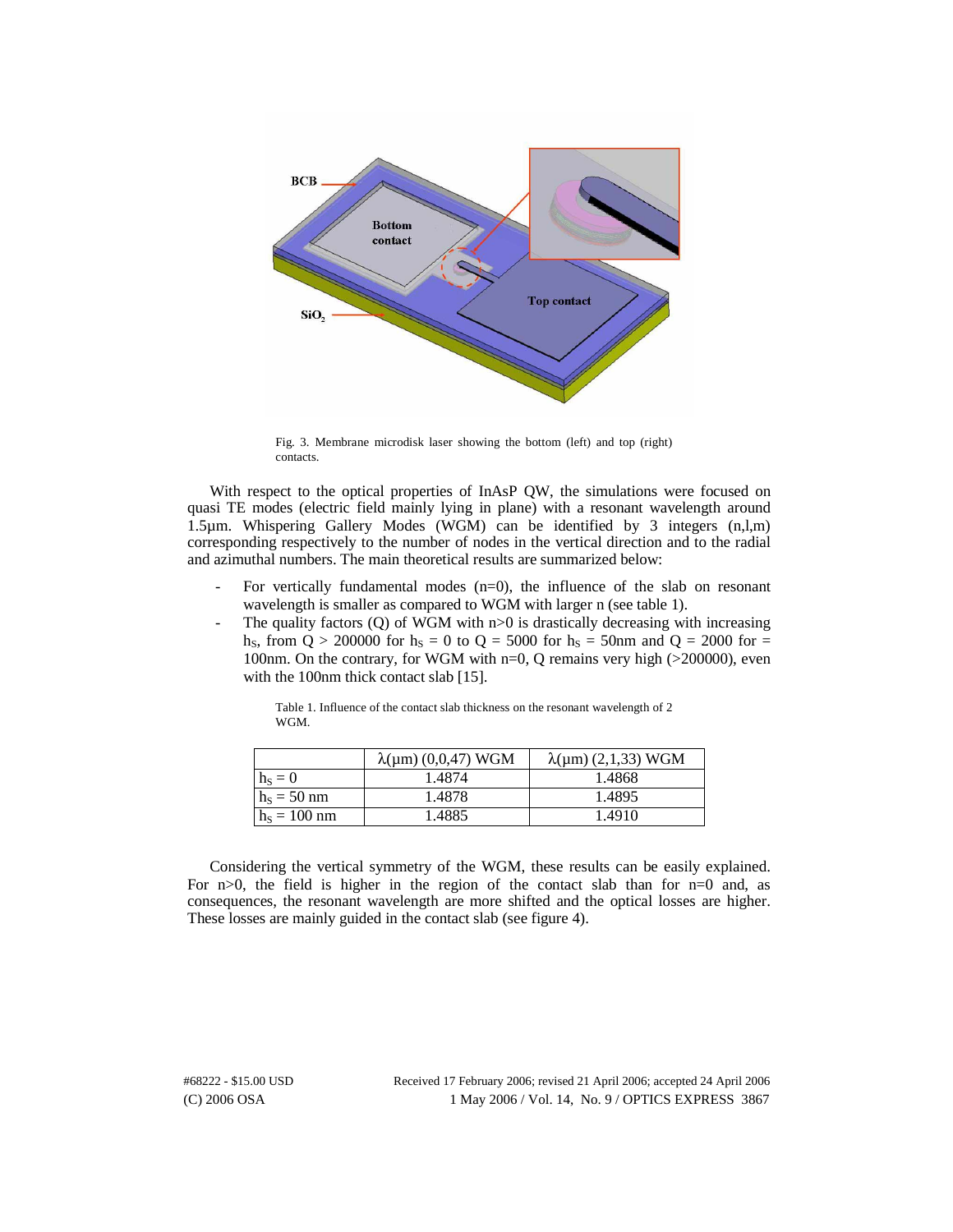Fig. 3. Membrane microdisk laser showing the bottom (left) and top (right) contacts.

With respect to the optical properties of InAsP QW, the simulations were focused on quasi TE modes (electric field mainly lying in plane) with a resonant wavelength around 1.5µm. Whispering Gallery Modes (WGM) can be identified by 3 integers (n,l,m) corresponding respectively to the number of nodes in the vertical direction and to the radial and azimuthal numbers. The main theoretical results are summarized below:

- For vertically fundamental modes (n=0), the influence of the slab on resonant wavelength is smaller as compared to WGM with larger n (see table 1).
- The quality factors (Q) of WGM with n>0 is drastically decreasing with increasing $h_S$, from Q > 200000 for $h_S$ = 0 to Q = 5000 for $h_S$ = 50nm and Q = 2000 for = 100nm. On the contrary, for WGM with n=0, Q remains very high (>200000), even with the 100nm thick contact slab [15].

Table 1. Influence of the contact slab thickness on the resonant wavelength of 2 WGM.

| | λ(µm) (0,0,47) WGM | λ(µm) (2,1,33) WGM |
|---|---|---|
| $h_S$ = 0 | 1.4874 | 1.4868 |
| $h_S$ = 50 nm | 1.4878 | 1.4895 |
| $h_S$ = 100 nm | 1.4885 | 1.4910 |

Considering the vertical symmetry of the WGM, these results can be easily explained. For n>0, the field is higher in the region of the contact slab than for n=0 and, as consequences, the resonant wavelength are more shifted and the optical losses are higher. These losses are mainly guided in the contact slab (see figure 4).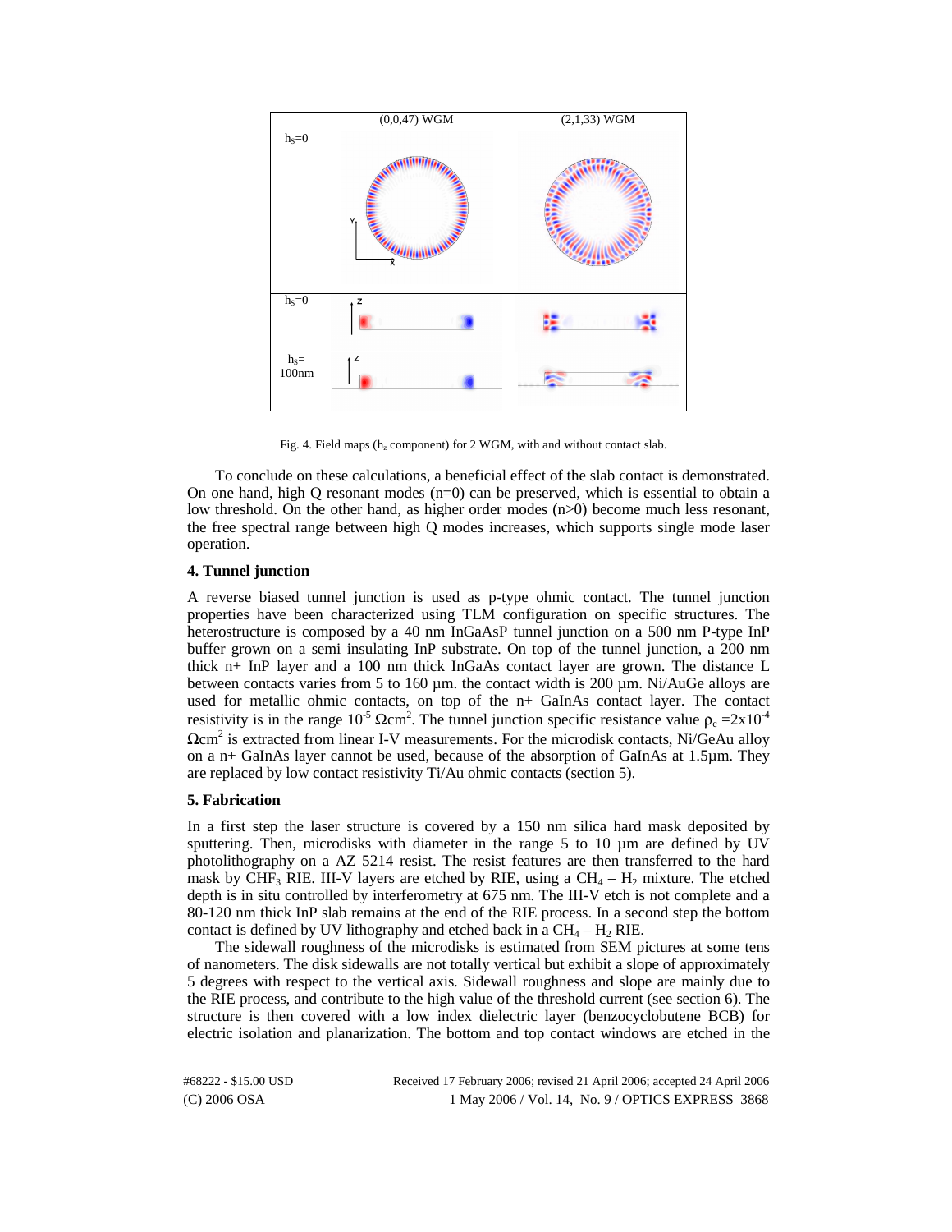| | (0,0,47) WGM | (2,1,33) WGM |
|---|---|---|
| $h_S$=0 | | |
| $h_S$=0 | | |
| $h_S$= 100nm | | |

Fig. 4. Field maps ($h_z$ component) for 2 WGM, with and without contact slab.

To conclude on these calculations, a beneficial effect of the slab contact is demonstrated. On one hand, high Q resonant modes (n=0) can be preserved, which is essential to obtain a low threshold. On the other hand, as higher order modes (n>0) become much less resonant, the free spectral range between high Q modes increases, which supports single mode laser operation.

**4. Tunnel junction**

A reverse biased tunnel junction is used as p-type ohmic contact. The tunnel junction properties have been characterized using TLM configuration on specific structures. The heterostructure is composed by a 40 nm InGaAsP tunnel junction on a 500 nm P-type InP buffer grown on a semi insulating InP substrate. On top of the tunnel junction, a 200 nm thick n+ InP layer and a 100 nm thick InGaAs contact layer are grown. The distance L between contacts varies from 5 to 160 µm. the contact width is 200 µm. Ni/AuGe alloys are used for metallic ohmic contacts, on top of the n+ GaInAs contact layer. The contact resistivity is in the range $10^{-5}$ $\Omega$cm$^2$. The tunnel junction specific resistance value $\rho_c = 2\text{x}10^{-4}$ $\Omega$cm$^2$ is extracted from linear I-V measurements. For the microdisk contacts, Ni/GeAu alloy on a n+ GaInAs layer cannot be used, because of the absorption of GaInAs at 1.5µm. They are replaced by low contact resistivity Ti/Au ohmic contacts (section 5).

**5. Fabrication**

In a first step the laser structure is covered by a 150 nm silica hard mask deposited by sputtering. Then, microdisks with diameter in the range 5 to 10 µm are defined by UV photolithography on a AZ 5214 resist. The resist features are then transferred to the hard mask by $CHF_3$ RIE. III-V layers are etched by RIE, using a $CH_4$ – $H_2$ mixture. The etched depth is in situ controlled by interferometry at 675 nm. The III-V etch is not complete and a 80-120 nm thick InP slab remains at the end of the RIE process. In a second step the bottom contact is defined by UV lithography and etched back in a $CH_4$ – $H_2$ RIE.

The sidewall roughness of the microdisks is estimated from SEM pictures at some tens of nanometers. The disk sidewalls are not totally vertical but exhibit a slope of approximately 5 degrees with respect to the vertical axis. Sidewall roughness and slope are mainly due to the RIE process, and contribute to the high value of the threshold current (see section 6). The structure is then covered with a low index dielectric layer (benzocyclobutene BCB) for electric isolation and planarization. The bottom and top contact windows are etched in the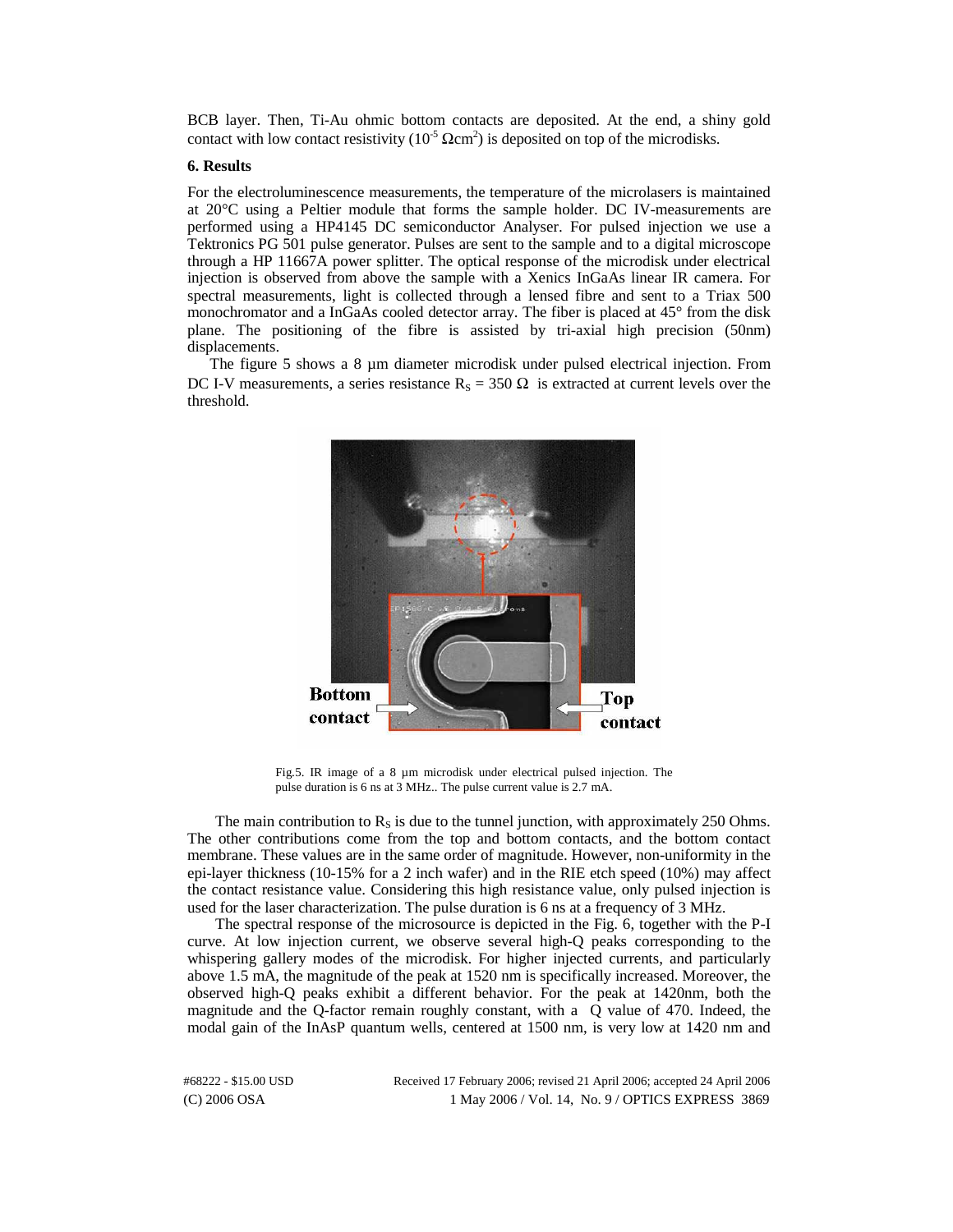BCB layer. Then, Ti-Au ohmic bottom contacts are deposited. At the end, a shiny gold contact with low contact resistivity ($10^{-5}\ \Omega\text{cm}^2$) is deposited on top of the microdisks.

**6. Results**

For the electroluminescence measurements, the temperature of the microlasers is maintained at 20°C using a Peltier module that forms the sample holder. DC IV-measurements are performed using a HP4145 DC semiconductor Analyser. For pulsed injection we use a Tektronics PG 501 pulse generator. Pulses are sent to the sample and to a digital microscope through a HP 11667A power splitter. The optical response of the microdisk under electrical injection is observed from above the sample with a Xenics InGaAs linear IR camera. For spectral measurements, light is collected through a lensed fibre and sent to a Triax 500 monochromator and a InGaAs cooled detector array. The fiber is placed at 45° from the disk plane. The positioning of the fibre is assisted by tri-axial high precision (50nm) displacements.

The figure 5 shows a 8 µm diameter microdisk under pulsed electrical injection. From DC I-V measurements, a series resistance $R_S = 350\ \Omega$ is extracted at current levels over the threshold.

Fig.5. IR image of a 8 µm microdisk under electrical pulsed injection. The pulse duration is 6 ns at 3 MHz.. The pulse current value is 2.7 mA.

The main contribution to $R_S$ is due to the tunnel junction, with approximately 250 Ohms. The other contributions come from the top and bottom contacts, and the bottom contact membrane. These values are in the same order of magnitude. However, non-uniformity in the epi-layer thickness (10-15% for a 2 inch wafer) and in the RIE etch speed (10%) may affect the contact resistance value. Considering this high resistance value, only pulsed injection is used for the laser characterization. The pulse duration is 6 ns at a frequency of 3 MHz.

The spectral response of the microsource is depicted in the Fig. 6, together with the P-I curve. At low injection current, we observe several high-Q peaks corresponding to the whispering gallery modes of the microdisk. For higher injected currents, and particularly above 1.5 mA, the magnitude of the peak at 1520 nm is specifically increased. Moreover, the observed high-Q peaks exhibit a different behavior. For the peak at 1420nm, both the magnitude and the Q-factor remain roughly constant, with a Q value of 470. Indeed, the modal gain of the InAsP quantum wells, centered at 1500 nm, is very low at 1420 nm and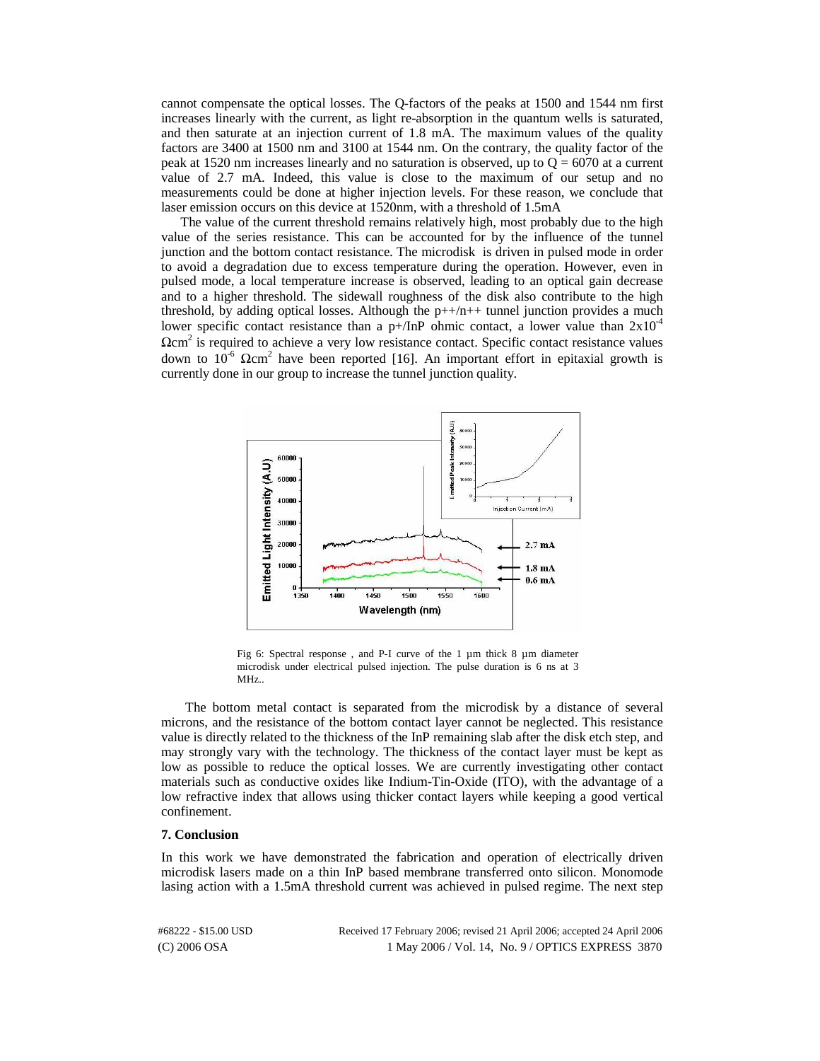cannot compensate the optical losses. The Q-factors of the peaks at 1500 and 1544 nm first increases linearly with the current, as light re-absorption in the quantum wells is saturated, and then saturate at an injection current of 1.8 mA. The maximum values of the quality factors are 3400 at 1500 nm and 3100 at 1544 nm. On the contrary, the quality factor of the peak at 1520 nm increases linearly and no saturation is observed, up to Q = 6070 at a current value of 2.7 mA. Indeed, this value is close to the maximum of our setup and no measurements could be done at higher injection levels. For these reason, we conclude that laser emission occurs on this device at 1520nm, with a threshold of 1.5mA

The value of the current threshold remains relatively high, most probably due to the high value of the series resistance. This can be accounted for by the influence of the tunnel junction and the bottom contact resistance. The microdisk is driven in pulsed mode in order to avoid a degradation due to excess temperature during the operation. However, even in pulsed mode, a local temperature increase is observed, leading to an optical gain decrease and to a higher threshold. The sidewall roughness of the disk also contribute to the high threshold, by adding optical losses. Although the p++/n++ tunnel junction provides a much lower specific contact resistance than a p+/InP ohmic contact, a lower value than $2x10^{-4}$ $\Omega cm^2$ is required to achieve a very low resistance contact. Specific contact resistance values down to $10^{-6}$ $\Omega cm^2$ have been reported [16]. An important effort in epitaxial growth is currently done in our group to increase the tunnel junction quality.

Fig 6: Spectral response , and P-I curve of the 1 µm thick 8 µm diameter microdisk under electrical pulsed injection. The pulse duration is 6 ns at 3 MHz..

The bottom metal contact is separated from the microdisk by a distance of several microns, and the resistance of the bottom contact layer cannot be neglected. This resistance value is directly related to the thickness of the InP remaining slab after the disk etch step, and may strongly vary with the technology. The thickness of the contact layer must be kept as low as possible to reduce the optical losses. We are currently investigating other contact materials such as conductive oxides like Indium-Tin-Oxide (ITO), with the advantage of a low refractive index that allows using thicker contact layers while keeping a good vertical confinement.

### 7. Conclusion

In this work we have demonstrated the fabrication and operation of electrically driven microdisk lasers made on a thin InP based membrane transferred onto silicon. Monomode lasing action with a 1.5mA threshold current was achieved in pulsed regime. The next step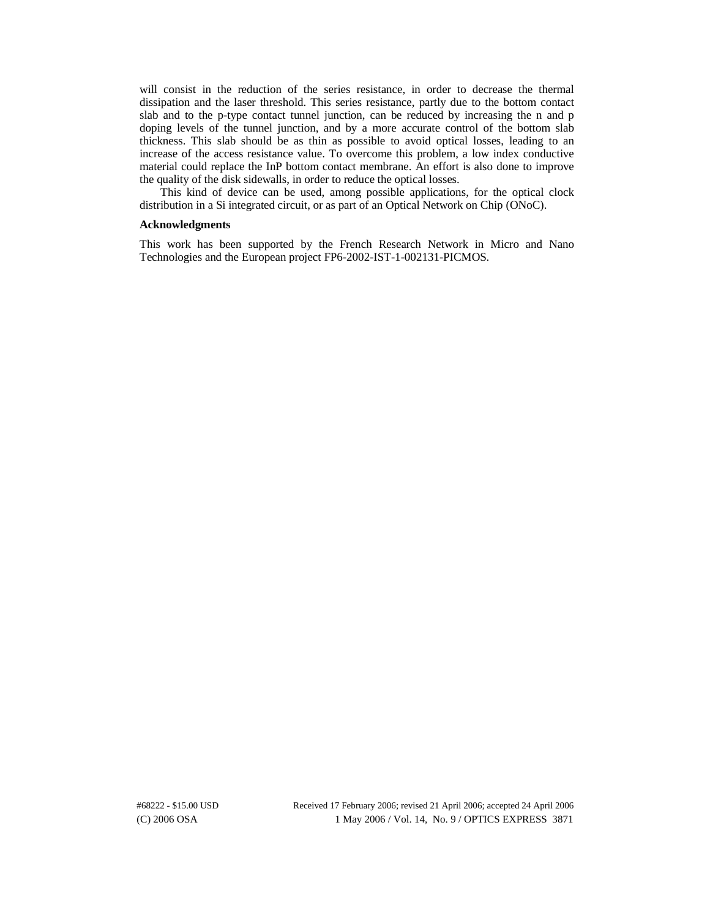will consist in the reduction of the series resistance, in order to decrease the thermal dissipation and the laser threshold. This series resistance, partly due to the bottom contact slab and to the p-type contact tunnel junction, can be reduced by increasing the n and p doping levels of the tunnel junction, and by a more accurate control of the bottom slab thickness. This slab should be as thin as possible to avoid optical losses, leading to an increase of the access resistance value. To overcome this problem, a low index conductive material could replace the InP bottom contact membrane. An effort is also done to improve the quality of the disk sidewalls, in order to reduce the optical losses.

This kind of device can be used, among possible applications, for the optical clock distribution in a Si integrated circuit, or as part of an Optical Network on Chip (ONoC).

**Acknowledgments**

This work has been supported by the French Research Network in Micro and Nano Technologies and the European project FP6-2002-IST-1-002131-PICMOS.